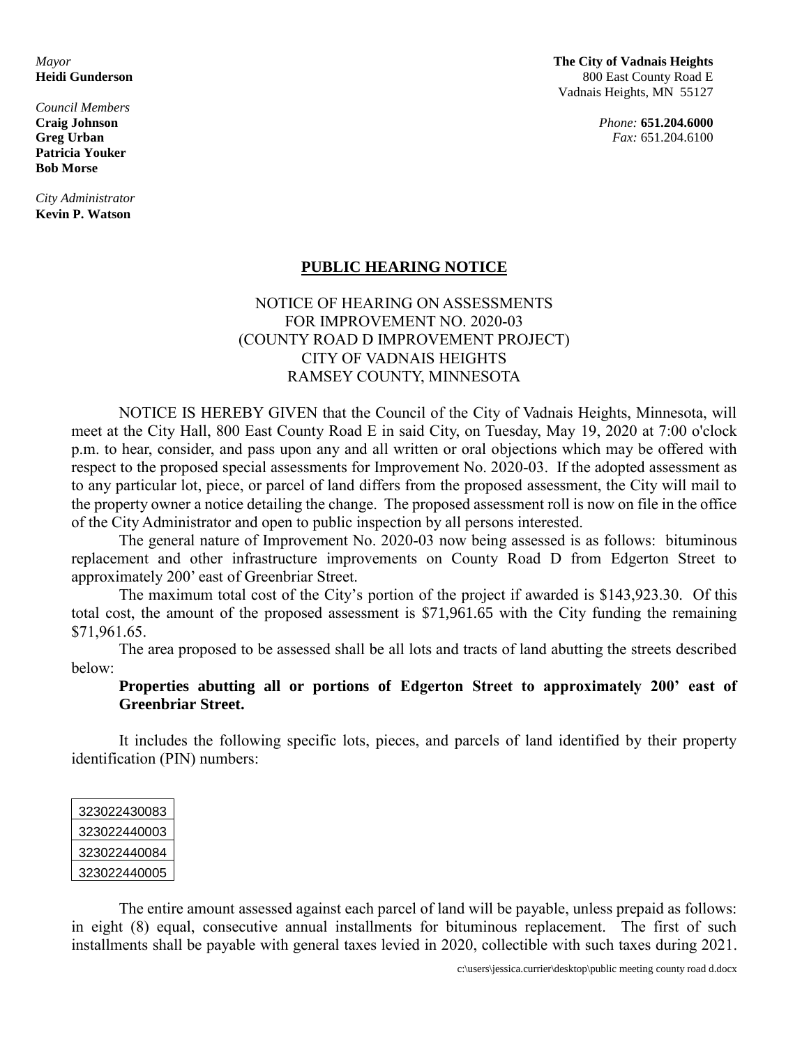*Mayor*
**Heidi Gunderson**

*Council Members*
**Craig Johnson**
**Greg Urban**
**Patricia Youker**
**Bob Morse**

*City Administrator*
**Kevin P. Watson**

**The City of Vadnais Heights**
800 East County Road E
Vadnais Heights, MN 55127

*Phone:* **651.204.6000**
*Fax:* 651.204.6100

## PUBLIC HEARING NOTICE

NOTICE OF HEARING ON ASSESSMENTS
FOR IMPROVEMENT NO. 2020-03
(COUNTY ROAD D IMPROVEMENT PROJECT)
CITY OF VADNAIS HEIGHTS
RAMSEY COUNTY, MINNESOTA

NOTICE IS HEREBY GIVEN that the Council of the City of Vadnais Heights, Minnesota, will meet at the City Hall, 800 East County Road E in said City, on Tuesday, May 19, 2020 at 7:00 o'clock p.m. to hear, consider, and pass upon any and all written or oral objections which may be offered with respect to the proposed special assessments for Improvement No. 2020-03. If the adopted assessment as to any particular lot, piece, or parcel of land differs from the proposed assessment, the City will mail to the property owner a notice detailing the change. The proposed assessment roll is now on file in the office of the City Administrator and open to public inspection by all persons interested.

The general nature of Improvement No. 2020-03 now being assessed is as follows: bituminous replacement and other infrastructure improvements on County Road D from Edgerton Street to approximately 200' east of Greenbriar Street.

The maximum total cost of the City's portion of the project if awarded is $143,923.30. Of this total cost, the amount of the proposed assessment is $71,961.65 with the City funding the remaining $71,961.65.

The area proposed to be assessed shall be all lots and tracts of land abutting the streets described below:

**Properties abutting all or portions of Edgerton Street to approximately 200' east of Greenbriar Street.**

It includes the following specific lots, pieces, and parcels of land identified by their property identification (PIN) numbers:

| 323022430083 |
|---|
| 323022440003 |
| 323022440084 |
| 323022440005 |

The entire amount assessed against each parcel of land will be payable, unless prepaid as follows: in eight (8) equal, consecutive annual installments for bituminous replacement. The first of such installments shall be payable with general taxes levied in 2020, collectible with such taxes during 2021.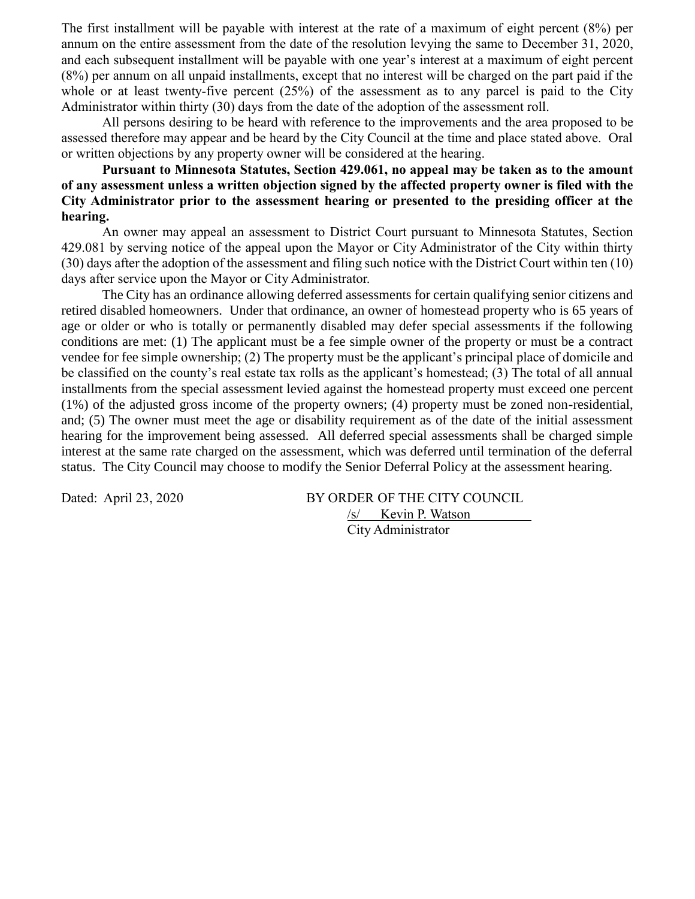The first installment will be payable with interest at the rate of a maximum of eight percent (8%) per annum on the entire assessment from the date of the resolution levying the same to December 31, 2020, and each subsequent installment will be payable with one year's interest at a maximum of eight percent (8%) per annum on all unpaid installments, except that no interest will be charged on the part paid if the whole or at least twenty-five percent (25%) of the assessment as to any parcel is paid to the City Administrator within thirty (30) days from the date of the adoption of the assessment roll.

All persons desiring to be heard with reference to the improvements and the area proposed to be assessed therefore may appear and be heard by the City Council at the time and place stated above. Oral or written objections by any property owner will be considered at the hearing.

**Pursuant to Minnesota Statutes, Section 429.061, no appeal may be taken as to the amount of any assessment unless a written objection signed by the affected property owner is filed with the City Administrator prior to the assessment hearing or presented to the presiding officer at the hearing.**

An owner may appeal an assessment to District Court pursuant to Minnesota Statutes, Section 429.081 by serving notice of the appeal upon the Mayor or City Administrator of the City within thirty (30) days after the adoption of the assessment and filing such notice with the District Court within ten (10) days after service upon the Mayor or City Administrator.

The City has an ordinance allowing deferred assessments for certain qualifying senior citizens and retired disabled homeowners. Under that ordinance, an owner of homestead property who is 65 years of age or older or who is totally or permanently disabled may defer special assessments if the following conditions are met: (1) The applicant must be a fee simple owner of the property or must be a contract vendee for fee simple ownership; (2) The property must be the applicant's principal place of domicile and be classified on the county's real estate tax rolls as the applicant's homestead; (3) The total of all annual installments from the special assessment levied against the homestead property must exceed one percent (1%) of the adjusted gross income of the property owners; (4) property must be zoned non-residential, and; (5) The owner must meet the age or disability requirement as of the date of the initial assessment hearing for the improvement being assessed. All deferred special assessments shall be charged simple interest at the same rate charged on the assessment, which was deferred until termination of the deferral status. The City Council may choose to modify the Senior Deferral Policy at the assessment hearing.

Dated: April 23, 2020

BY ORDER OF THE CITY COUNCIL
/s/ Kevin P. Watson
City Administrator